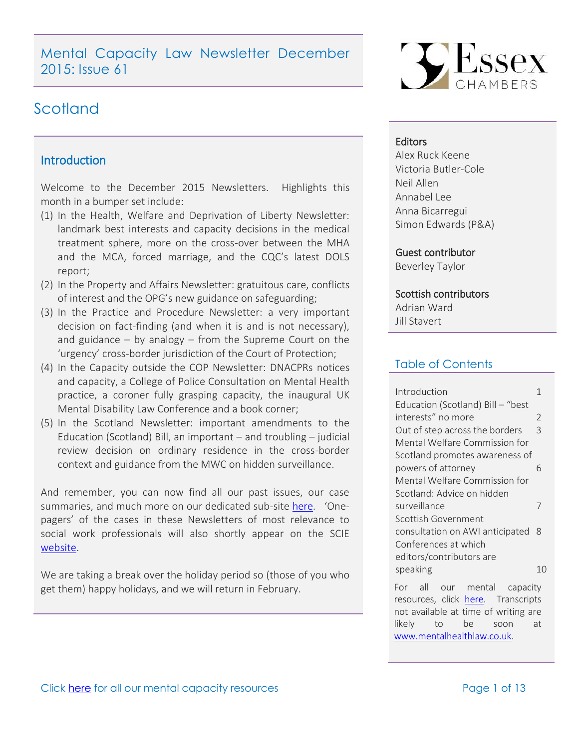# Mental Capacity Law Newsletter December 2015: Issue 61

## Scotland

### Introduction

Welcome to the December 2015 Newsletters. Highlights this month in a bumper set include:

(1) In the Health, Welfare and Deprivation of Liberty Newsletter: landmark best interests and capacity decisions in the medical treatment sphere, more on the cross-over between the MHA and the MCA, forced marriage, and the CQC's latest DOLS report;

(2) In the Property and Affairs Newsletter: gratuitous care, conflicts of interest and the OPG's new guidance on safeguarding;

(3) In the Practice and Procedure Newsletter: a very important decision on fact-finding (and when it is and is not necessary), and guidance – by analogy – from the Supreme Court on the 'urgency' cross-border jurisdiction of the Court of Protection;

(4) In the Capacity outside the COP Newsletter: DNACPRs notices and capacity, a College of Police Consultation on Mental Health practice, a coroner fully grasping capacity, the inaugural UK Mental Disability Law Conference and a book corner;

(5) In the Scotland Newsletter: important amendments to the Education (Scotland) Bill, an important – and troubling – judicial review decision on ordinary residence in the cross-border context and guidance from the MWC on hidden surveillance.

And remember, you can now find all our past issues, our case summaries, and much more on our dedicated sub-site here. 'One-pagers' of the cases in these Newsletters of most relevance to social work professionals will also shortly appear on the SCIE website.

We are taking a break over the holiday period so (those of you who get them) happy holidays, and we will return in February.

39 Essex Chambers

**Editors**
Alex Ruck Keene
Victoria Butler-Cole
Neil Allen
Annabel Lee
Anna Bicarregui
Simon Edwards (P&A)

**Guest contributor**
Beverley Taylor

**Scottish contributors**
Adrian Ward
Jill Stavert

### Table of Contents

| | |
|---|---|
| Introduction | 1 |
| Education (Scotland) Bill – "best interests" no more | 2 |
| Out of step across the borders | 3 |
| Mental Welfare Commission for Scotland promotes awareness of powers of attorney | 6 |
| Mental Welfare Commission for Scotland: Advice on hidden surveillance | 7 |
| Scottish Government consultation on AWI anticipated | 8 |
| Conferences at which editors/contributors are speaking | 10 |

For all our mental capacity resources, click here. Transcripts not available at time of writing are likely to be soon at www.mentalhealthlaw.co.uk.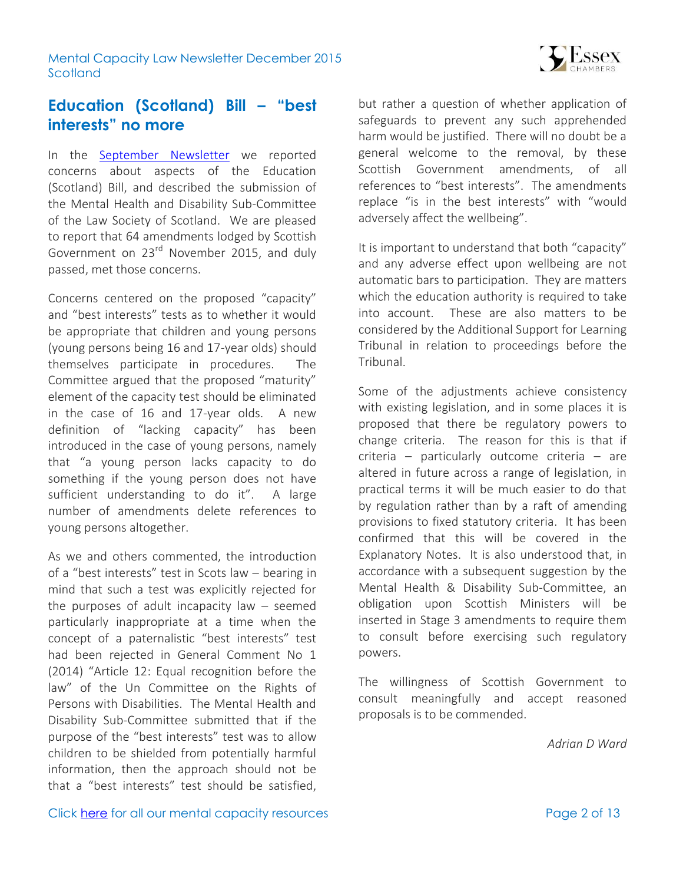## Education (Scotland) Bill – "best interests" no more

In the September Newsletter we reported concerns about aspects of the Education (Scotland) Bill, and described the submission of the Mental Health and Disability Sub-Committee of the Law Society of Scotland. We are pleased to report that 64 amendments lodged by Scottish Government on 23rd November 2015, and duly passed, met those concerns.

Concerns centered on the proposed "capacity" and "best interests" tests as to whether it would be appropriate that children and young persons (young persons being 16 and 17-year olds) should themselves participate in procedures. The Committee argued that the proposed "maturity" element of the capacity test should be eliminated in the case of 16 and 17-year olds. A new definition of "lacking capacity" has been introduced in the case of young persons, namely that "a young person lacks capacity to do something if the young person does not have sufficient understanding to do it". A large number of amendments delete references to young persons altogether.

As we and others commented, the introduction of a "best interests" test in Scots law – bearing in mind that such a test was explicitly rejected for the purposes of adult incapacity law – seemed particularly inappropriate at a time when the concept of a paternalistic "best interests" test had been rejected in General Comment No 1 (2014) "Article 12: Equal recognition before the law" of the Un Committee on the Rights of Persons with Disabilities. The Mental Health and Disability Sub-Committee submitted that if the purpose of the "best interests" test was to allow children to be shielded from potentially harmful information, then the approach should not be that a "best interests" test should be satisfied, but rather a question of whether application of safeguards to prevent any such apprehended harm would be justified. There will no doubt be a general welcome to the removal, by these Scottish Government amendments, of all references to "best interests". The amendments replace "is in the best interests" with "would adversely affect the wellbeing".

It is important to understand that both "capacity" and any adverse effect upon wellbeing are not automatic bars to participation. They are matters which the education authority is required to take into account. These are also matters to be considered by the Additional Support for Learning Tribunal in relation to proceedings before the Tribunal.

Some of the adjustments achieve consistency with existing legislation, and in some places it is proposed that there be regulatory powers to change criteria. The reason for this is that if criteria – particularly outcome criteria – are altered in future across a range of legislation, in practical terms it will be much easier to do that by regulation rather than by a raft of amending provisions to fixed statutory criteria. It has been confirmed that this will be covered in the Explanatory Notes. It is also understood that, in accordance with a subsequent suggestion by the Mental Health & Disability Sub-Committee, an obligation upon Scottish Ministers will be inserted in Stage 3 amendments to require them to consult before exercising such regulatory powers.

The willingness of Scottish Government to consult meaningfully and accept reasoned proposals is to be commended.

*Adrian D Ward*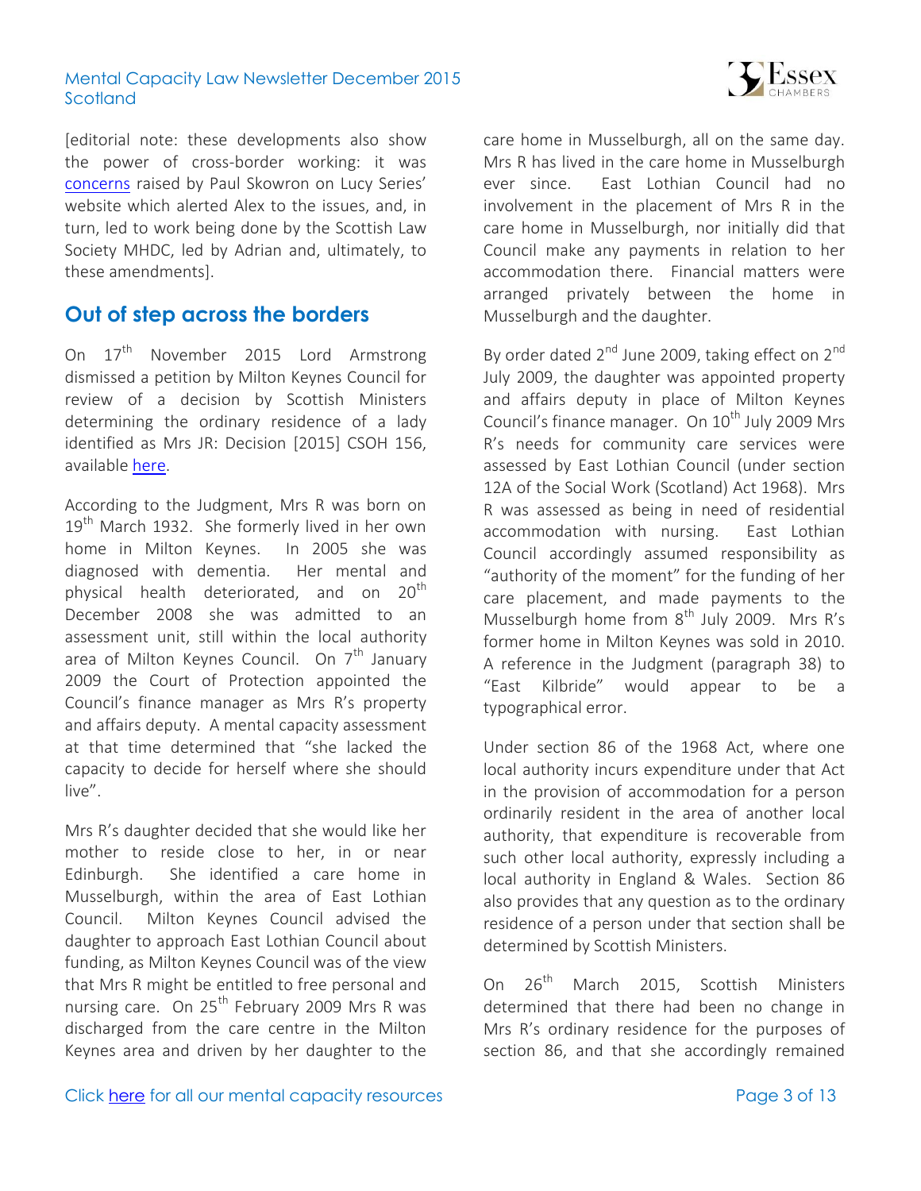[editorial note: these developments also show the power of cross-border working: it was concerns raised by Paul Skowron on Lucy Series' website which alerted Alex to the issues, and, in turn, led to work being done by the Scottish Law Society MHDC, led by Adrian and, ultimately, to these amendments].

## Out of step across the borders

On 17th November 2015 Lord Armstrong dismissed a petition by Milton Keynes Council for review of a decision by Scottish Ministers determining the ordinary residence of a lady identified as Mrs JR: Decision [2015] CSOH 156, available here.

According to the Judgment, Mrs R was born on 19th March 1932. She formerly lived in her own home in Milton Keynes. In 2005 she was diagnosed with dementia. Her mental and physical health deteriorated, and on 20th December 2008 she was admitted to an assessment unit, still within the local authority area of Milton Keynes Council. On 7th January 2009 the Court of Protection appointed the Council's finance manager as Mrs R's property and affairs deputy. A mental capacity assessment at that time determined that "she lacked the capacity to decide for herself where she should live".

Mrs R's daughter decided that she would like her mother to reside close to her, in or near Edinburgh. She identified a care home in Musselburgh, within the area of East Lothian Council. Milton Keynes Council advised the daughter to approach East Lothian Council about funding, as Milton Keynes Council was of the view that Mrs R might be entitled to free personal and nursing care. On 25th February 2009 Mrs R was discharged from the care centre in the Milton Keynes area and driven by her daughter to the care home in Musselburgh, all on the same day. Mrs R has lived in the care home in Musselburgh ever since. East Lothian Council had no involvement in the placement of Mrs R in the care home in Musselburgh, nor initially did that Council make any payments in relation to her accommodation there. Financial matters were arranged privately between the home in Musselburgh and the daughter.

By order dated 2nd June 2009, taking effect on 2nd July 2009, the daughter was appointed property and affairs deputy in place of Milton Keynes Council's finance manager. On 10th July 2009 Mrs R's needs for community care services were assessed by East Lothian Council (under section 12A of the Social Work (Scotland) Act 1968). Mrs R was assessed as being in need of residential accommodation with nursing. East Lothian Council accordingly assumed responsibility as "authority of the moment" for the funding of her care placement, and made payments to the Musselburgh home from 8th July 2009. Mrs R's former home in Milton Keynes was sold in 2010. A reference in the Judgment (paragraph 38) to "East Kilbride" would appear to be a typographical error.

Under section 86 of the 1968 Act, where one local authority incurs expenditure under that Act in the provision of accommodation for a person ordinarily resident in the area of another local authority, that expenditure is recoverable from such other local authority, expressly including a local authority in England & Wales. Section 86 also provides that any question as to the ordinary residence of a person under that section shall be determined by Scottish Ministers.

On 26th March 2015, Scottish Ministers determined that there had been no change in Mrs R's ordinary residence for the purposes of section 86, and that she accordingly remained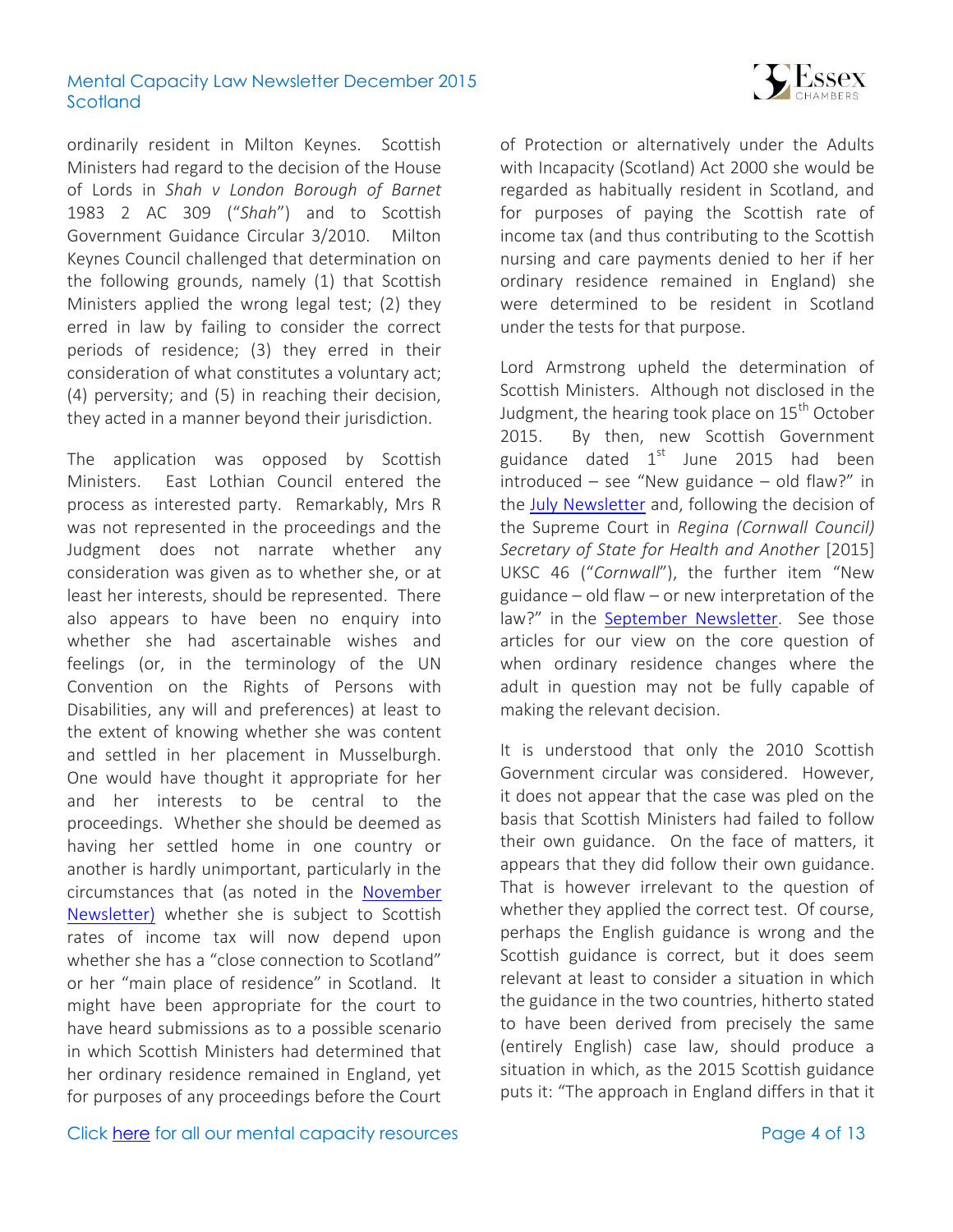ordinarily resident in Milton Keynes. Scottish Ministers had regard to the decision of the House of Lords in *Shah v London Borough of Barnet* 1983 2 AC 309 ("*Shah*") and to Scottish Government Guidance Circular 3/2010. Milton Keynes Council challenged that determination on the following grounds, namely (1) that Scottish Ministers applied the wrong legal test; (2) they erred in law by failing to consider the correct periods of residence; (3) they erred in their consideration of what constitutes a voluntary act; (4) perversity; and (5) in reaching their decision, they acted in a manner beyond their jurisdiction.

The application was opposed by Scottish Ministers. East Lothian Council entered the process as interested party. Remarkably, Mrs R was not represented in the proceedings and the Judgment does not narrate whether any consideration was given as to whether she, or at least her interests, should be represented. There also appears to have been no enquiry into whether she had ascertainable wishes and feelings (or, in the terminology of the UN Convention on the Rights of Persons with Disabilities, any will and preferences) at least to the extent of knowing whether she was content and settled in her placement in Musselburgh. One would have thought it appropriate for her and her interests to be central to the proceedings. Whether she should be deemed as having her settled home in one country or another is hardly unimportant, particularly in the circumstances that (as noted in the November Newsletter) whether she is subject to Scottish rates of income tax will now depend upon whether she has a "close connection to Scotland" or her "main place of residence" in Scotland. It might have been appropriate for the court to have heard submissions as to a possible scenario in which Scottish Ministers had determined that her ordinary residence remained in England, yet for purposes of any proceedings before the Court of Protection or alternatively under the Adults with Incapacity (Scotland) Act 2000 she would be regarded as habitually resident in Scotland, and for purposes of paying the Scottish rate of income tax (and thus contributing to the Scottish nursing and care payments denied to her if her ordinary residence remained in England) she were determined to be resident in Scotland under the tests for that purpose.

Lord Armstrong upheld the determination of Scottish Ministers. Although not disclosed in the Judgment, the hearing took place on 15th October 2015. By then, new Scottish Government guidance dated 1st June 2015 had been introduced – see "New guidance – old flaw?" in the July Newsletter and, following the decision of the Supreme Court in *Regina (Cornwall Council) Secretary of State for Health and Another* [2015] UKSC 46 ("*Cornwall*"), the further item "New guidance – old flaw – or new interpretation of the law?" in the September Newsletter. See those articles for our view on the core question of when ordinary residence changes where the adult in question may not be fully capable of making the relevant decision.

It is understood that only the 2010 Scottish Government circular was considered. However, it does not appear that the case was pled on the basis that Scottish Ministers had failed to follow their own guidance. On the face of matters, it appears that they did follow their own guidance. That is however irrelevant to the question of whether they applied the correct test. Of course, perhaps the English guidance is wrong and the Scottish guidance is correct, but it does seem relevant at least to consider a situation in which the guidance in the two countries, hitherto stated to have been derived from precisely the same (entirely English) case law, should produce a situation in which, as the 2015 Scottish guidance puts it: "The approach in England differs in that it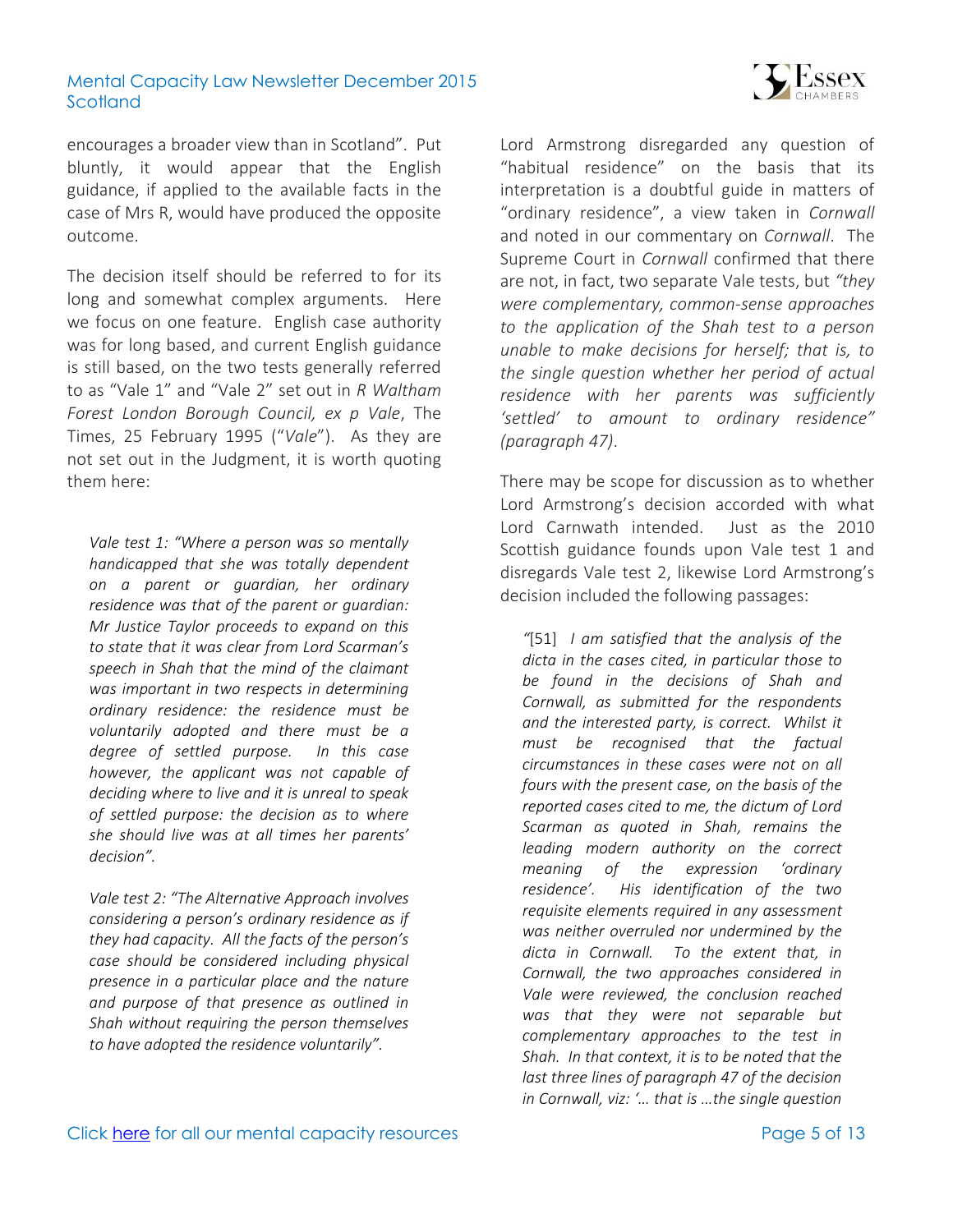encourages a broader view than in Scotland". Put bluntly, it would appear that the English guidance, if applied to the available facts in the case of Mrs R, would have produced the opposite outcome.

The decision itself should be referred to for its long and somewhat complex arguments. Here we focus on one feature. English case authority was for long based, and current English guidance is still based, on the two tests generally referred to as "Vale 1" and "Vale 2" set out in *R Waltham Forest London Borough Council, ex p Vale*, The Times, 25 February 1995 ("*Vale*"). As they are not set out in the Judgment, it is worth quoting them here:

> *Vale test 1: "Where a person was so mentally handicapped that she was totally dependent on a parent or guardian, her ordinary residence was that of the parent or guardian: Mr Justice Taylor proceeds to expand on this to state that it was clear from Lord Scarman's speech in Shah that the mind of the claimant was important in two respects in determining ordinary residence: the residence must be voluntarily adopted and there must be a degree of settled purpose. In this case however, the applicant was not capable of deciding where to live and it is unreal to speak of settled purpose: the decision as to where she should live was at all times her parents' decision".*

> *Vale test 2: "The Alternative Approach involves considering a person's ordinary residence as if they had capacity. All the facts of the person's case should be considered including physical presence in a particular place and the nature and purpose of that presence as outlined in Shah without requiring the person themselves to have adopted the residence voluntarily".*

Lord Armstrong disregarded any question of "habitual residence" on the basis that its interpretation is a doubtful guide in matters of "ordinary residence", a view taken in *Cornwall* and noted in our commentary on *Cornwall*. The Supreme Court in *Cornwall* confirmed that there are not, in fact, two separate Vale tests, but *"they were complementary, common-sense approaches to the application of the Shah test to a person unable to make decisions for herself; that is, to the single question whether her period of actual residence with her parents was sufficiently 'settled' to amount to ordinary residence" (paragraph 47)*.

There may be scope for discussion as to whether Lord Armstrong's decision accorded with what Lord Carnwath intended. Just as the 2010 Scottish guidance founds upon Vale test 1 and disregards Vale test 2, likewise Lord Armstrong's decision included the following passages:

> *"*[51] *I am satisfied that the analysis of the dicta in the cases cited, in particular those to be found in the decisions of Shah and Cornwall, as submitted for the respondents and the interested party, is correct. Whilst it must be recognised that the factual circumstances in these cases were not on all fours with the present case, on the basis of the reported cases cited to me, the dictum of Lord Scarman as quoted in Shah, remains the leading modern authority on the correct meaning of the expression 'ordinary residence'. His identification of the two requisite elements required in any assessment was neither overruled nor undermined by the dicta in Cornwall. To the extent that, in Cornwall, the two approaches considered in Vale were reviewed, the conclusion reached was that they were not separable but complementary approaches to the test in Shah. In that context, it is to be noted that the last three lines of paragraph 47 of the decision in Cornwall, viz: '… that is …the single question*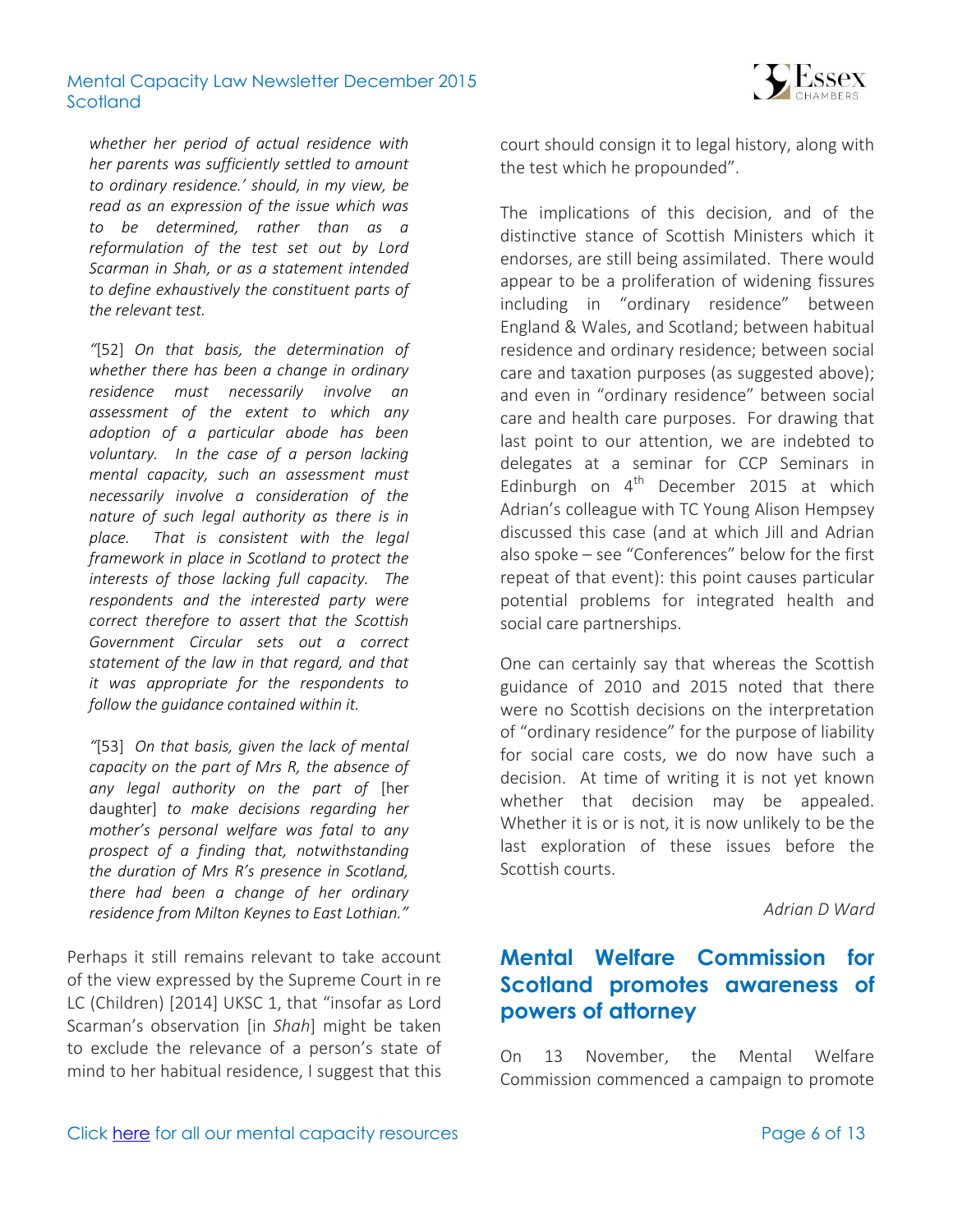*whether her period of actual residence with her parents was sufficiently settled to amount to ordinary residence.' should, in my view, be read as an expression of the issue which was to be determined, rather than as a reformulation of the test set out by Lord Scarman in Shah, or as a statement intended to define exhaustively the constituent parts of the relevant test.*

*"*[52] *On that basis, the determination of whether there has been a change in ordinary residence must necessarily involve an assessment of the extent to which any adoption of a particular abode has been voluntary. In the case of a person lacking mental capacity, such an assessment must necessarily involve a consideration of the nature of such legal authority as there is in place. That is consistent with the legal framework in place in Scotland to protect the interests of those lacking full capacity. The respondents and the interested party were correct therefore to assert that the Scottish Government Circular sets out a correct statement of the law in that regard, and that it was appropriate for the respondents to follow the guidance contained within it.*

*"*[53] *On that basis, given the lack of mental capacity on the part of Mrs R, the absence of any legal authority on the part of* [her daughter] *to make decisions regarding her mother's personal welfare was fatal to any prospect of a finding that, notwithstanding the duration of Mrs R's presence in Scotland, there had been a change of her ordinary residence from Milton Keynes to East Lothian."*

Perhaps it still remains relevant to take account of the view expressed by the Supreme Court in re LC (Children) [2014] UKSC 1, that "insofar as Lord Scarman's observation [in *Shah*] might be taken to exclude the relevance of a person's state of mind to her habitual residence, I suggest that this court should consign it to legal history, along with the test which he propounded".

The implications of this decision, and of the distinctive stance of Scottish Ministers which it endorses, are still being assimilated. There would appear to be a proliferation of widening fissures including in "ordinary residence" between England & Wales, and Scotland; between habitual residence and ordinary residence; between social care and taxation purposes (as suggested above); and even in "ordinary residence" between social care and health care purposes. For drawing that last point to our attention, we are indebted to delegates at a seminar for CCP Seminars in Edinburgh on 4th December 2015 at which Adrian's colleague with TC Young Alison Hempsey discussed this case (and at which Jill and Adrian also spoke – see "Conferences" below for the first repeat of that event): this point causes particular potential problems for integrated health and social care partnerships.

One can certainly say that whereas the Scottish guidance of 2010 and 2015 noted that there were no Scottish decisions on the interpretation of "ordinary residence" for the purpose of liability for social care costs, we do now have such a decision. At time of writing it is not yet known whether that decision may be appealed. Whether it is or is not, it is now unlikely to be the last exploration of these issues before the Scottish courts.

*Adrian D Ward*

## Mental Welfare Commission for Scotland promotes awareness of powers of attorney

On 13 November, the Mental Welfare Commission commenced a campaign to promote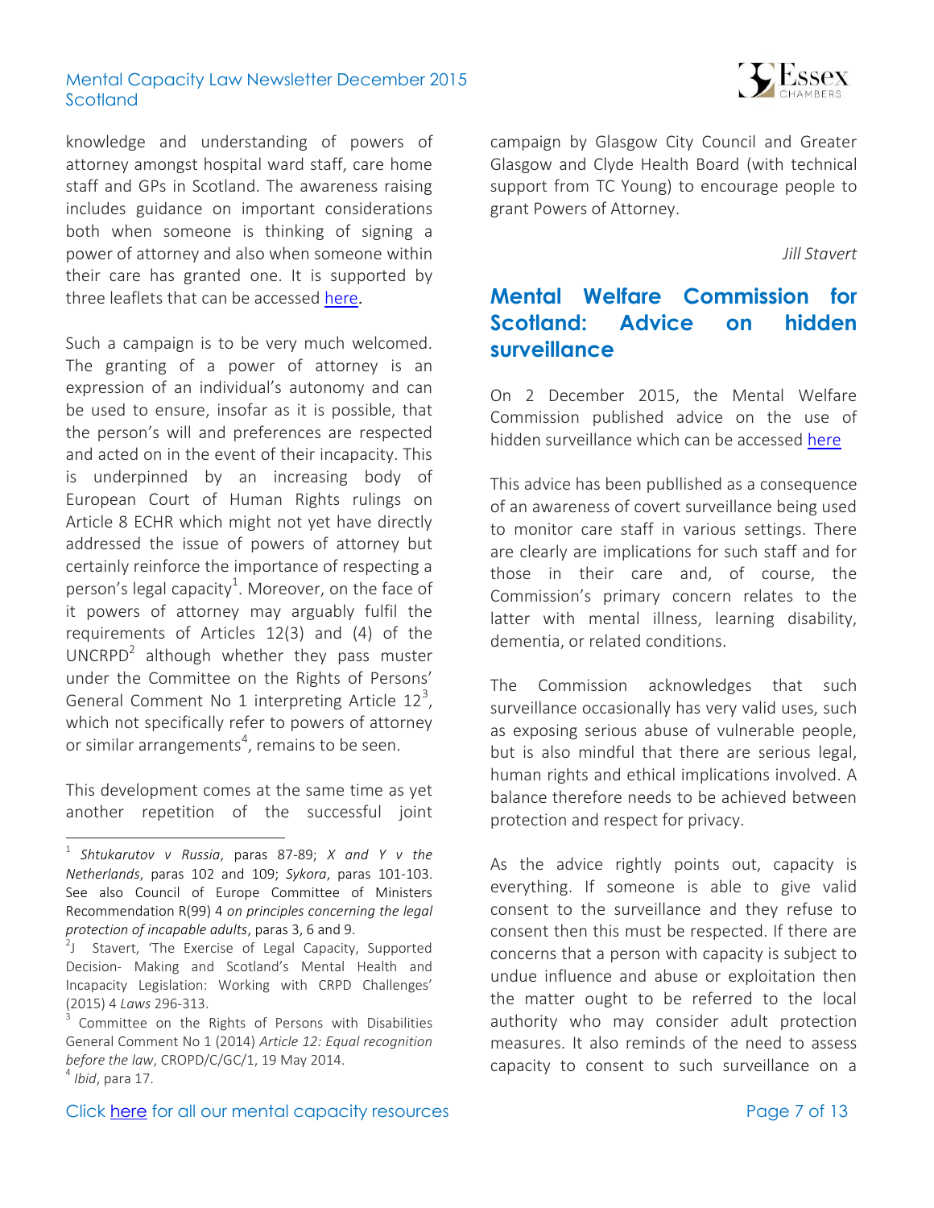knowledge and understanding of powers of attorney amongst hospital ward staff, care home staff and GPs in Scotland. The awareness raising includes guidance on important considerations both when someone is thinking of signing a power of attorney and also when someone within their care has granted one. It is supported by three leaflets that can be accessed here.

Such a campaign is to be very much welcomed. The granting of a power of attorney is an expression of an individual's autonomy and can be used to ensure, insofar as it is possible, that the person's will and preferences are respected and acted on in the event of their incapacity. This is underpinned by an increasing body of European Court of Human Rights rulings on Article 8 ECHR which might not yet have directly addressed the issue of powers of attorney but certainly reinforce the importance of respecting a person's legal capacity[1]. Moreover, on the face of it powers of attorney may arguably fulfil the requirements of Articles 12(3) and (4) of the UNCRPD[2] although whether they pass muster under the Committee on the Rights of Persons' General Comment No 1 interpreting Article 12[3], which not specifically refer to powers of attorney or similar arrangements[4], remains to be seen.

This development comes at the same time as yet another repetition of the successful joint campaign by Glasgow City Council and Greater Glasgow and Clyde Health Board (with technical support from TC Young) to encourage people to grant Powers of Attorney.

*Jill Stavert*

## Mental Welfare Commission for Scotland: Advice on hidden surveillance

On 2 December 2015, the Mental Welfare Commission published advice on the use of hidden surveillance which can be accessed here

This advice has been publlished as a consequence of an awareness of covert surveillance being used to monitor care staff in various settings. There are clearly are implications for such staff and for those in their care and, of course, the Commission's primary concern relates to the latter with mental illness, learning disability, dementia, or related conditions.

The Commission acknowledges that such surveillance occasionally has very valid uses, such as exposing serious abuse of vulnerable people, but is also mindful that there are serious legal, human rights and ethical implications involved. A balance therefore needs to be achieved between protection and respect for privacy.

As the advice rightly points out, capacity is everything. If someone is able to give valid consent to the surveillance and they refuse to consent then this must be respected. If there are concerns that a person with capacity is subject to undue influence and abuse or exploitation then the matter ought to be referred to the local authority who may consider adult protection measures. It also reminds of the need to assess capacity to consent to such surveillance on a

---

[1] *Shtukarutov v Russia*, paras 87-89; *X and Y v the Netherlands*, paras 102 and 109; *Sykora*, paras 101-103. See also Council of Europe Committee of Ministers Recommendation R(99) 4 *on principles concerning the legal protection of incapable adults*, paras 3, 6 and 9.

[2] J Stavert, 'The Exercise of Legal Capacity, Supported Decision- Making and Scotland's Mental Health and Incapacity Legislation: Working with CRPD Challenges' (2015) 4 *Laws* 296-313.

[3] Committee on the Rights of Persons with Disabilities General Comment No 1 (2014) *Article 12: Equal recognition before the law*, CROPD/C/GC/1, 19 May 2014.

[4] *Ibid*, para 17.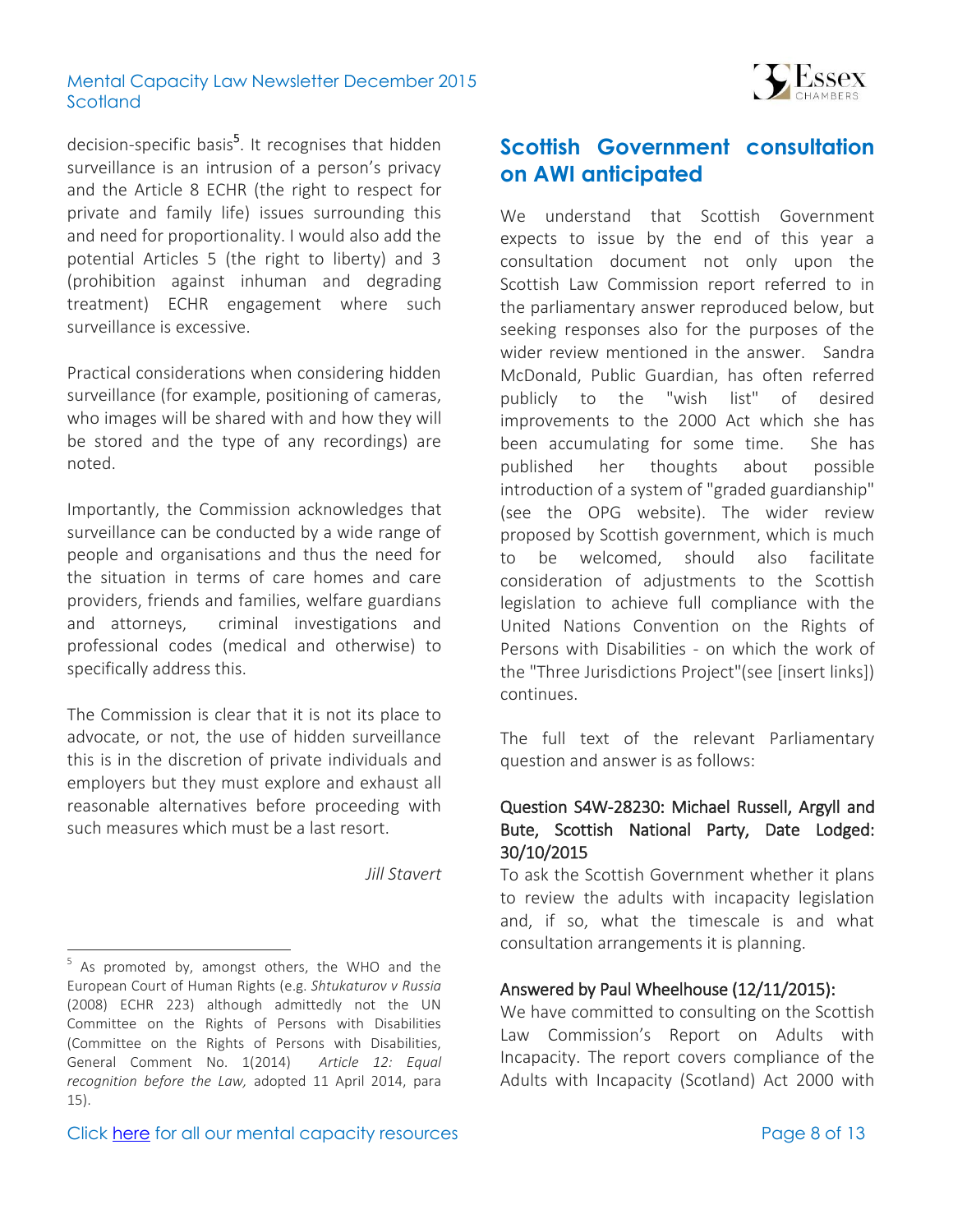decision-specific basis[5]. It recognises that hidden surveillance is an intrusion of a person's privacy and the Article 8 ECHR (the right to respect for private and family life) issues surrounding this and need for proportionality. I would also add the potential Articles 5 (the right to liberty) and 3 (prohibition against inhuman and degrading treatment) ECHR engagement where such surveillance is excessive.

Practical considerations when considering hidden surveillance (for example, positioning of cameras, who images will be shared with and how they will be stored and the type of any recordings) are noted.

Importantly, the Commission acknowledges that surveillance can be conducted by a wide range of people and organisations and thus the need for the situation in terms of care homes and care providers, friends and families, welfare guardians and attorneys, criminal investigations and professional codes (medical and otherwise) to specifically address this.

The Commission is clear that it is not its place to advocate, or not, the use of hidden surveillance this is in the discretion of private individuals and employers but they must explore and exhaust all reasonable alternatives before proceeding with such measures which must be a last resort.

*Jill Stavert*

## Scottish Government consultation on AWI anticipated

We understand that Scottish Government expects to issue by the end of this year a consultation document not only upon the Scottish Law Commission report referred to in the parliamentary answer reproduced below, but seeking responses also for the purposes of the wider review mentioned in the answer. Sandra McDonald, Public Guardian, has often referred publicly to the "wish list" of desired improvements to the 2000 Act which she has been accumulating for some time. She has published her thoughts about possible introduction of a system of "graded guardianship" (see the OPG website). The wider review proposed by Scottish government, which is much to be welcomed, should also facilitate consideration of adjustments to the Scottish legislation to achieve full compliance with the United Nations Convention on the Rights of Persons with Disabilities - on which the work of the "Three Jurisdictions Project"(see [insert links]) continues.

The full text of the relevant Parliamentary question and answer is as follows:

Question S4W-28230: Michael Russell, Argyll and Bute, Scottish National Party, Date Lodged: 30/10/2015

To ask the Scottish Government whether it plans to review the adults with incapacity legislation and, if so, what the timescale is and what consultation arrangements it is planning.

Answered by Paul Wheelhouse (12/11/2015):

We have committed to consulting on the Scottish Law Commission's Report on Adults with Incapacity. The report covers compliance of the Adults with Incapacity (Scotland) Act 2000 with

---

[5] As promoted by, amongst others, the WHO and the European Court of Human Rights (e.g. *Shtukaturov v Russia* (2008) ECHR 223) although admittedly not the UN Committee on the Rights of Persons with Disabilities (Committee on the Rights of Persons with Disabilities, General Comment No. 1(2014) *Article 12: Equal recognition before the Law,* adopted 11 April 2014, para 15).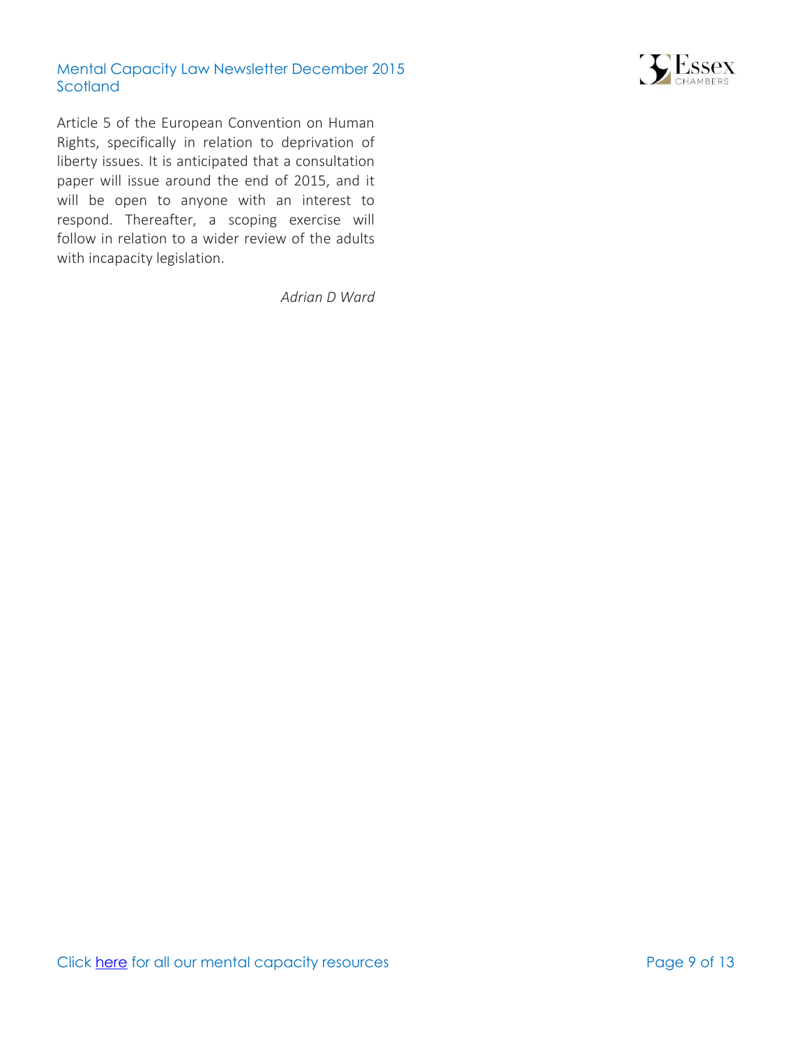Article 5 of the European Convention on Human Rights, specifically in relation to deprivation of liberty issues. It is anticipated that a consultation paper will issue around the end of 2015, and it will be open to anyone with an interest to respond. Thereafter, a scoping exercise will follow in relation to a wider review of the adults with incapacity legislation.

*Adrian D Ward*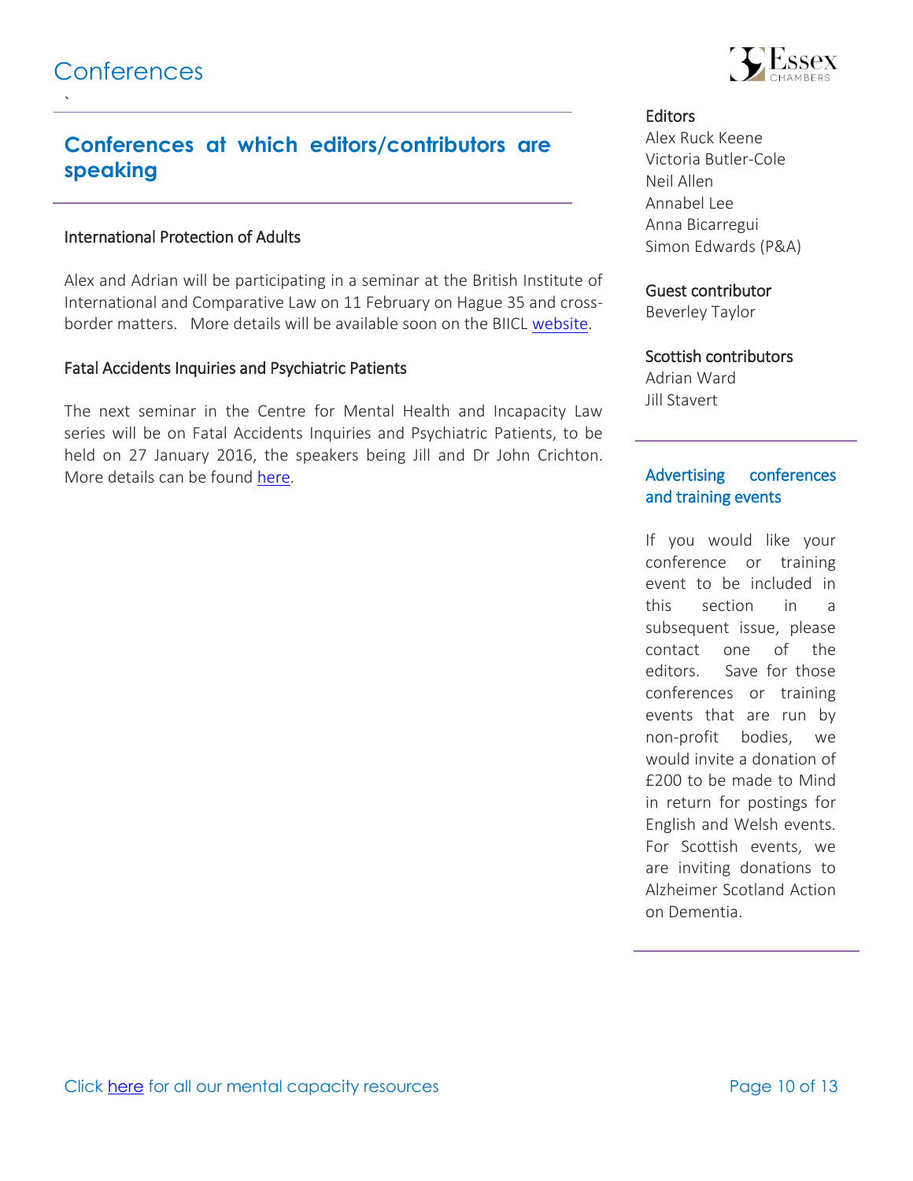# Conferences

## Conferences at which editors/contributors are speaking

### International Protection of Adults

Alex and Adrian will be participating in a seminar at the British Institute of International and Comparative Law on 11 February on Hague 35 and cross-border matters. More details will be available soon on the BIICL website.

### Fatal Accidents Inquiries and Psychiatric Patients

The next seminar in the Centre for Mental Health and Incapacity Law series will be on Fatal Accidents Inquiries and Psychiatric Patients, to be held on 27 January 2016, the speakers being Jill and Dr John Crichton. More details can be found here.

**Editors**
Alex Ruck Keene
Victoria Butler-Cole
Neil Allen
Annabel Lee
Anna Bicarregui
Simon Edwards (P&A)

**Guest contributor**
Beverley Taylor

**Scottish contributors**
Adrian Ward
Jill Stavert

### Advertising conferences and training events

If you would like your conference or training event to be included in this section in a subsequent issue, please contact one of the editors. Save for those conferences or training events that are run by non-profit bodies, we would invite a donation of £200 to be made to Mind in return for postings for English and Welsh events. For Scottish events, we are inviting donations to Alzheimer Scotland Action on Dementia.

Click here for all our mental capacity resources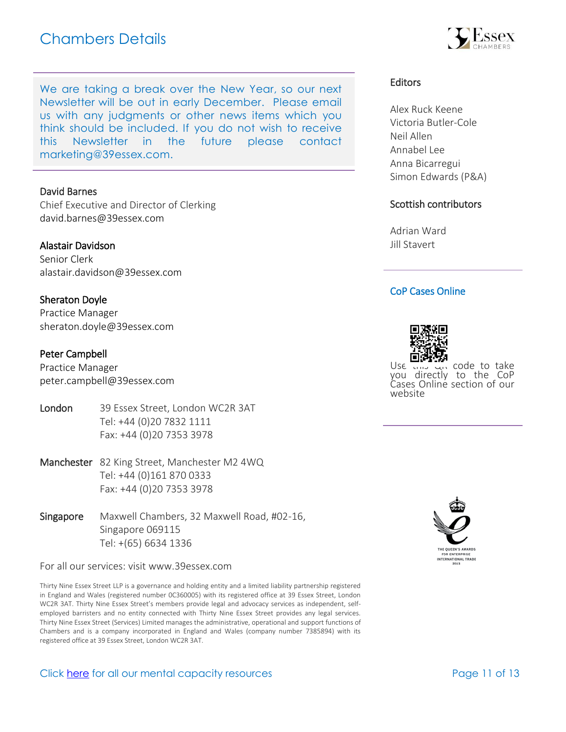# Chambers Details

We are taking a break over the New Year, so our next Newsletter will be out in early December. Please email us with any judgments or other news items which you think should be included. If you do not wish to receive this Newsletter in the future please contact marketing@39essex.com.

**David Barnes**
Chief Executive and Director of Clerking
david.barnes@39essex.com

**Alastair Davidson**
Senior Clerk
alastair.davidson@39essex.com

**Sheraton Doyle**
Practice Manager
sheraton.doyle@39essex.com

**Peter Campbell**
Practice Manager
peter.campbell@39essex.com

**London** 39 Essex Street, London WC2R 3AT
Tel: +44 (0)20 7832 1111
Fax: +44 (0)20 7353 3978

**Manchester** 82 King Street, Manchester M2 4WQ
Tel: +44 (0)161 870 0333
Fax: +44 (0)20 7353 3978

**Singapore** Maxwell Chambers, 32 Maxwell Road, #02-16, Singapore 069115
Tel: +(65) 6634 1336

For all our services: visit www.39essex.com

Thirty Nine Essex Street LLP is a governance and holding entity and a limited liability partnership registered in England and Wales (registered number 0C360005) with its registered office at 39 Essex Street, London WC2R 3AT. Thirty Nine Essex Street's members provide legal and advocacy services as independent, self-employed barristers and no entity connected with Thirty Nine Essex Street provides any legal services. Thirty Nine Essex Street (Services) Limited manages the administrative, operational and support functions of Chambers and is a company incorporated in England and Wales (company number 7385894) with its registered office at 39 Essex Street, London WC2R 3AT.

## Editors

Alex Ruck Keene
Victoria Butler-Cole
Neil Allen
Annabel Lee
Anna Bicarregui
Simon Edwards (P&A)

## Scottish contributors

Adrian Ward
Jill Stavert

## CoP Cases Online

Use this QR code to take you directly to the CoP Cases Online section of our website

Click here for all our mental capacity resources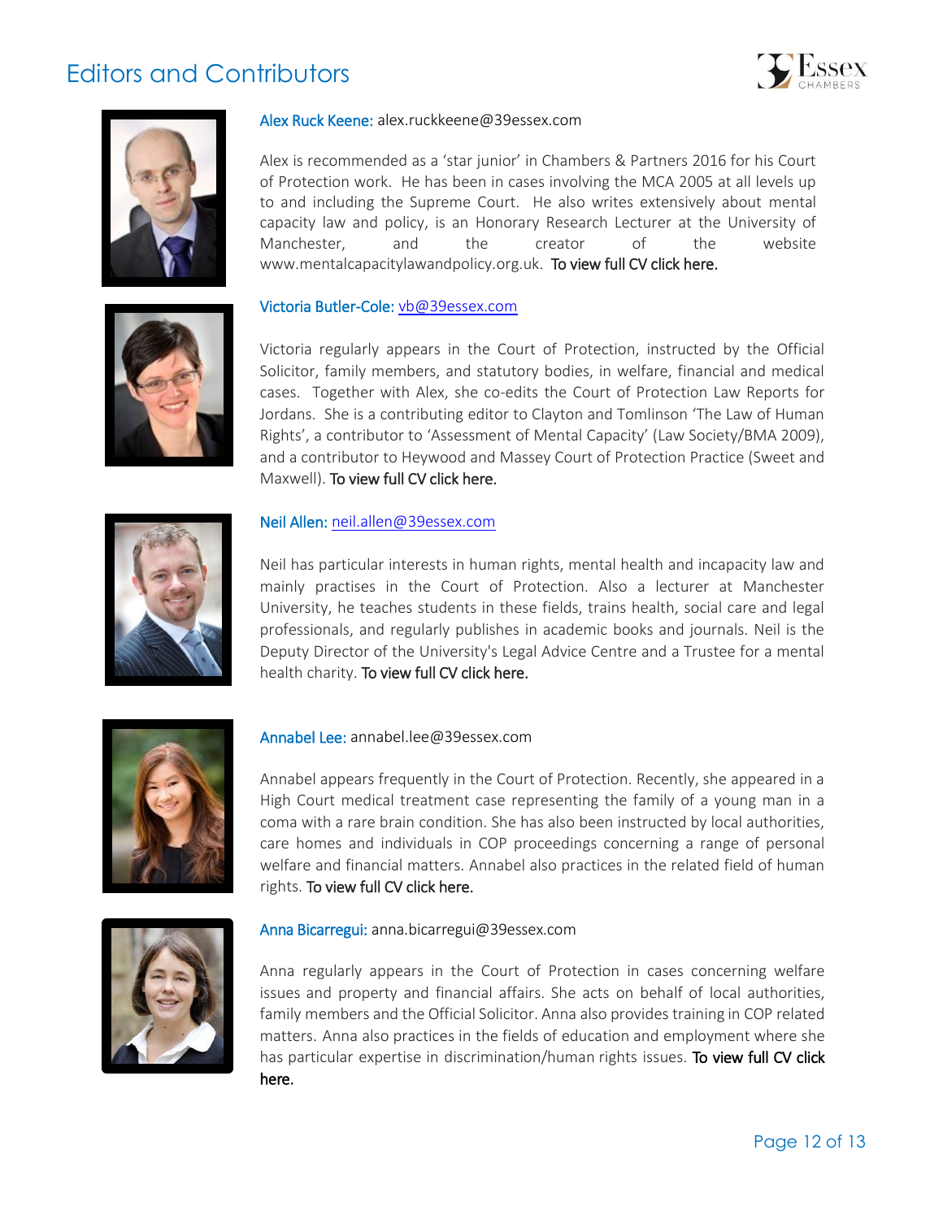# Editors and Contributors

**Alex Ruck Keene:** alex.ruckkeene@39essex.com

Alex is recommended as a 'star junior' in Chambers & Partners 2016 for his Court of Protection work. He has been in cases involving the MCA 2005 at all levels up to and including the Supreme Court. He also writes extensively about mental capacity law and policy, is an Honorary Research Lecturer at the University of Manchester, and the creator of the website www.mentalcapacitylawandpolicy.org.uk. To view full CV click here.

**Victoria Butler-Cole:** vb@39essex.com

Victoria regularly appears in the Court of Protection, instructed by the Official Solicitor, family members, and statutory bodies, in welfare, financial and medical cases. Together with Alex, she co-edits the Court of Protection Law Reports for Jordans. She is a contributing editor to Clayton and Tomlinson 'The Law of Human Rights', a contributor to 'Assessment of Mental Capacity' (Law Society/BMA 2009), and a contributor to Heywood and Massey Court of Protection Practice (Sweet and Maxwell). To view full CV click here.

**Neil Allen:** neil.allen@39essex.com

Neil has particular interests in human rights, mental health and incapacity law and mainly practises in the Court of Protection. Also a lecturer at Manchester University, he teaches students in these fields, trains health, social care and legal professionals, and regularly publishes in academic books and journals. Neil is the Deputy Director of the University's Legal Advice Centre and a Trustee for a mental health charity. To view full CV click here.

**Annabel Lee:** annabel.lee@39essex.com

Annabel appears frequently in the Court of Protection. Recently, she appeared in a High Court medical treatment case representing the family of a young man in a coma with a rare brain condition. She has also been instructed by local authorities, care homes and individuals in COP proceedings concerning a range of personal welfare and financial matters. Annabel also practices in the related field of human rights. To view full CV click here.

**Anna Bicarregui:** anna.bicarregui@39essex.com

Anna regularly appears in the Court of Protection in cases concerning welfare issues and property and financial affairs. She acts on behalf of local authorities, family members and the Official Solicitor. Anna also provides training in COP related matters. Anna also practices in the fields of education and employment where she has particular expertise in discrimination/human rights issues. To view full CV click here.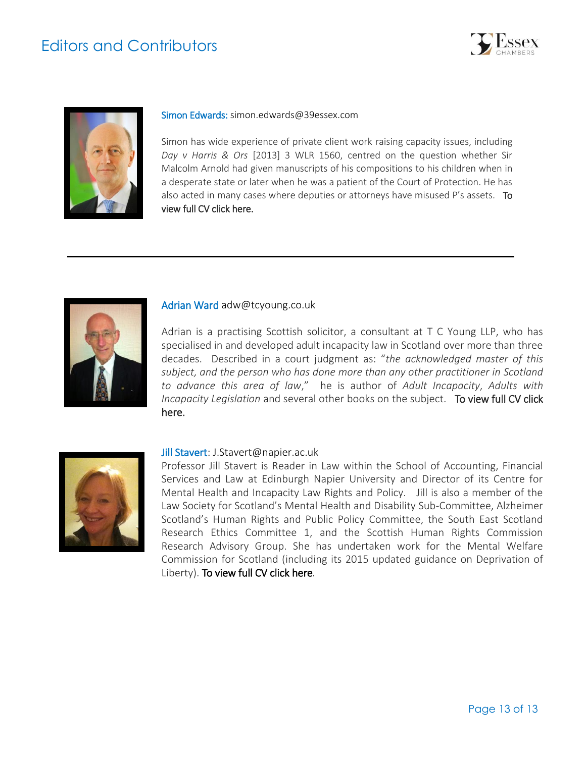# Editors and Contributors

**Simon Edwards:** simon.edwards@39essex.com

Simon has wide experience of private client work raising capacity issues, including *Day v Harris & Ors* [2013] 3 WLR 1560, centred on the question whether Sir Malcolm Arnold had given manuscripts of his compositions to his children when in a desperate state or later when he was a patient of the Court of Protection. He has also acted in many cases where deputies or attorneys have misused P's assets. To view full CV click here.

---

**Adrian Ward** adw@tcyoung.co.uk

Adrian is a practising Scottish solicitor, a consultant at T C Young LLP, who has specialised in and developed adult incapacity law in Scotland over more than three decades. Described in a court judgment as: "*the acknowledged master of this subject, and the person who has done more than any other practitioner in Scotland to advance this area of law*," he is author of *Adult Incapacity*, *Adults with Incapacity Legislation* and several other books on the subject. To view full CV click here.

**Jill Stavert**: J.Stavert@napier.ac.uk

Professor Jill Stavert is Reader in Law within the School of Accounting, Financial Services and Law at Edinburgh Napier University and Director of its Centre for Mental Health and Incapacity Law Rights and Policy. Jill is also a member of the Law Society for Scotland's Mental Health and Disability Sub-Committee, Alzheimer Scotland's Human Rights and Public Policy Committee, the South East Scotland Research Ethics Committee 1, and the Scottish Human Rights Commission Research Advisory Group. She has undertaken work for the Mental Welfare Commission for Scotland (including its 2015 updated guidance on Deprivation of Liberty). To view full CV click here.